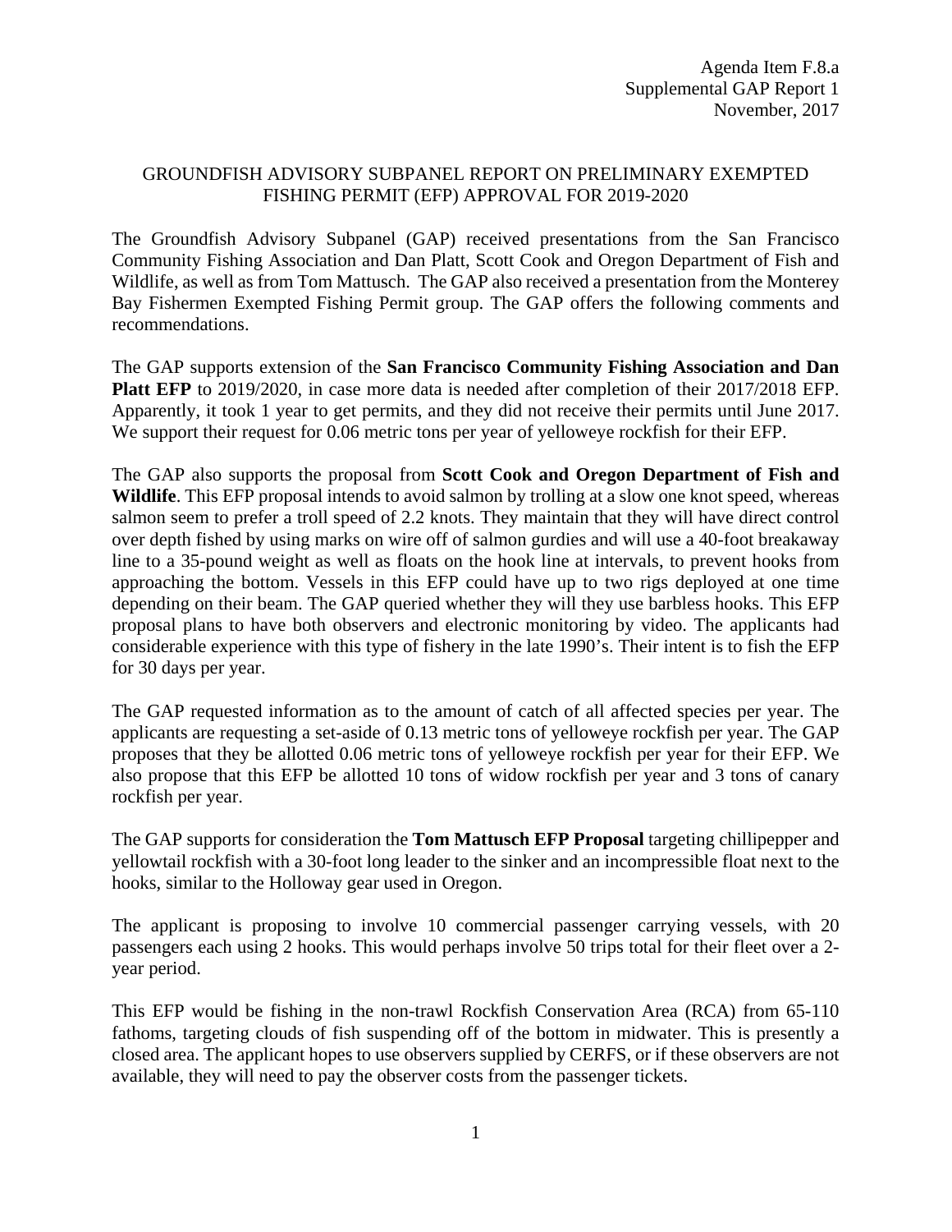Agenda Item F.8.a
Supplemental GAP Report 1
November, 2017

# GROUNDFISH ADVISORY SUBPANEL REPORT ON PRELIMINARY EXEMPTED FISHING PERMIT (EFP) APPROVAL FOR 2019-2020

The Groundfish Advisory Subpanel (GAP) received presentations from the San Francisco Community Fishing Association and Dan Platt, Scott Cook and Oregon Department of Fish and Wildlife, as well as from Tom Mattusch. The GAP also received a presentation from the Monterey Bay Fishermen Exempted Fishing Permit group. The GAP offers the following comments and recommendations.

The GAP supports extension of the **San Francisco Community Fishing Association and Dan Platt EFP** to 2019/2020, in case more data is needed after completion of their 2017/2018 EFP. Apparently, it took 1 year to get permits, and they did not receive their permits until June 2017. We support their request for 0.06 metric tons per year of yelloweye rockfish for their EFP.

The GAP also supports the proposal from **Scott Cook and Oregon Department of Fish and Wildlife**. This EFP proposal intends to avoid salmon by trolling at a slow one knot speed, whereas salmon seem to prefer a troll speed of 2.2 knots. They maintain that they will have direct control over depth fished by using marks on wire off of salmon gurdies and will use a 40-foot breakaway line to a 35-pound weight as well as floats on the hook line at intervals, to prevent hooks from approaching the bottom. Vessels in this EFP could have up to two rigs deployed at one time depending on their beam. The GAP queried whether they will they use barbless hooks. This EFP proposal plans to have both observers and electronic monitoring by video. The applicants had considerable experience with this type of fishery in the late 1990's. Their intent is to fish the EFP for 30 days per year.

The GAP requested information as to the amount of catch of all affected species per year. The applicants are requesting a set-aside of 0.13 metric tons of yelloweye rockfish per year. The GAP proposes that they be allotted 0.06 metric tons of yelloweye rockfish per year for their EFP. We also propose that this EFP be allotted 10 tons of widow rockfish per year and 3 tons of canary rockfish per year.

The GAP supports for consideration the **Tom Mattusch EFP Proposal** targeting chillipepper and yellowtail rockfish with a 30-foot long leader to the sinker and an incompressible float next to the hooks, similar to the Holloway gear used in Oregon.

The applicant is proposing to involve 10 commercial passenger carrying vessels, with 20 passengers each using 2 hooks. This would perhaps involve 50 trips total for their fleet over a 2-year period.

This EFP would be fishing in the non-trawl Rockfish Conservation Area (RCA) from 65-110 fathoms, targeting clouds of fish suspending off of the bottom in midwater. This is presently a closed area. The applicant hopes to use observers supplied by CERFS, or if these observers are not available, they will need to pay the observer costs from the passenger tickets.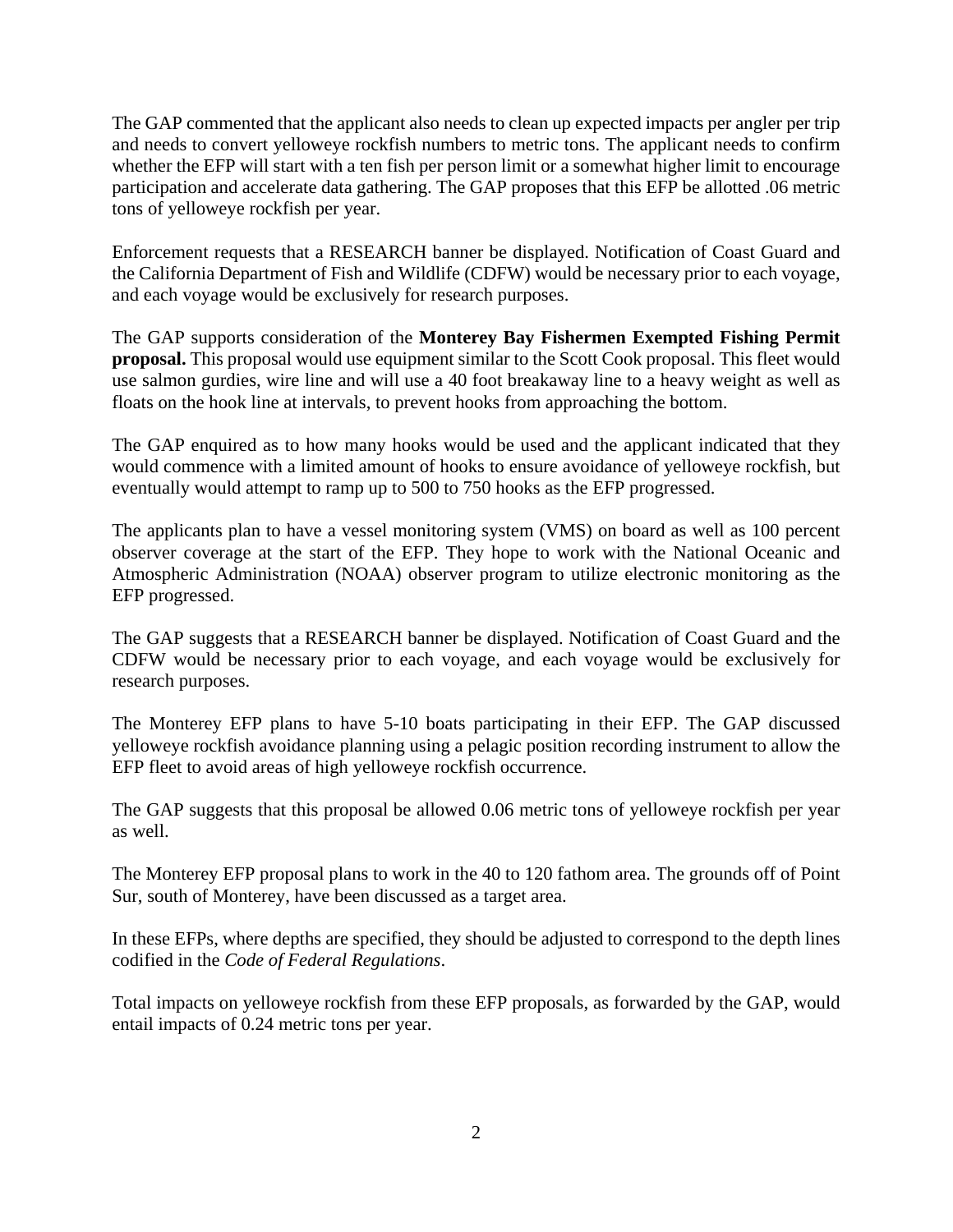The GAP commented that the applicant also needs to clean up expected impacts per angler per trip and needs to convert yelloweye rockfish numbers to metric tons. The applicant needs to confirm whether the EFP will start with a ten fish per person limit or a somewhat higher limit to encourage participation and accelerate data gathering. The GAP proposes that this EFP be allotted .06 metric tons of yelloweye rockfish per year.

Enforcement requests that a RESEARCH banner be displayed. Notification of Coast Guard and the California Department of Fish and Wildlife (CDFW) would be necessary prior to each voyage, and each voyage would be exclusively for research purposes.

The GAP supports consideration of the **Monterey Bay Fishermen Exempted Fishing Permit proposal.** This proposal would use equipment similar to the Scott Cook proposal. This fleet would use salmon gurdies, wire line and will use a 40 foot breakaway line to a heavy weight as well as floats on the hook line at intervals, to prevent hooks from approaching the bottom.

The GAP enquired as to how many hooks would be used and the applicant indicated that they would commence with a limited amount of hooks to ensure avoidance of yelloweye rockfish, but eventually would attempt to ramp up to 500 to 750 hooks as the EFP progressed.

The applicants plan to have a vessel monitoring system (VMS) on board as well as 100 percent observer coverage at the start of the EFP. They hope to work with the National Oceanic and Atmospheric Administration (NOAA) observer program to utilize electronic monitoring as the EFP progressed.

The GAP suggests that a RESEARCH banner be displayed. Notification of Coast Guard and the CDFW would be necessary prior to each voyage, and each voyage would be exclusively for research purposes.

The Monterey EFP plans to have 5-10 boats participating in their EFP. The GAP discussed yelloweye rockfish avoidance planning using a pelagic position recording instrument to allow the EFP fleet to avoid areas of high yelloweye rockfish occurrence.

The GAP suggests that this proposal be allowed 0.06 metric tons of yelloweye rockfish per year as well.

The Monterey EFP proposal plans to work in the 40 to 120 fathom area. The grounds off of Point Sur, south of Monterey, have been discussed as a target area.

In these EFPs, where depths are specified, they should be adjusted to correspond to the depth lines codified in the *Code of Federal Regulations*.

Total impacts on yelloweye rockfish from these EFP proposals, as forwarded by the GAP, would entail impacts of 0.24 metric tons per year.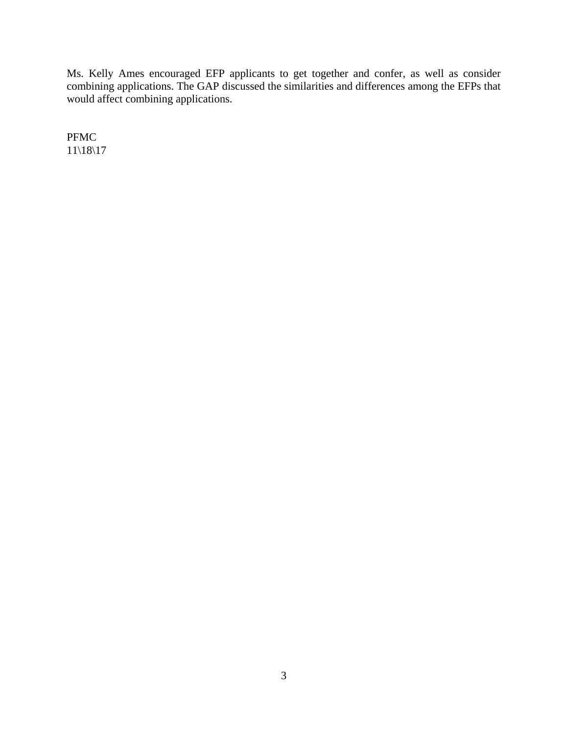Ms. Kelly Ames encouraged EFP applicants to get together and confer, as well as consider combining applications. The GAP discussed the similarities and differences among the EFPs that would affect combining applications.

PFMC
11\18\17